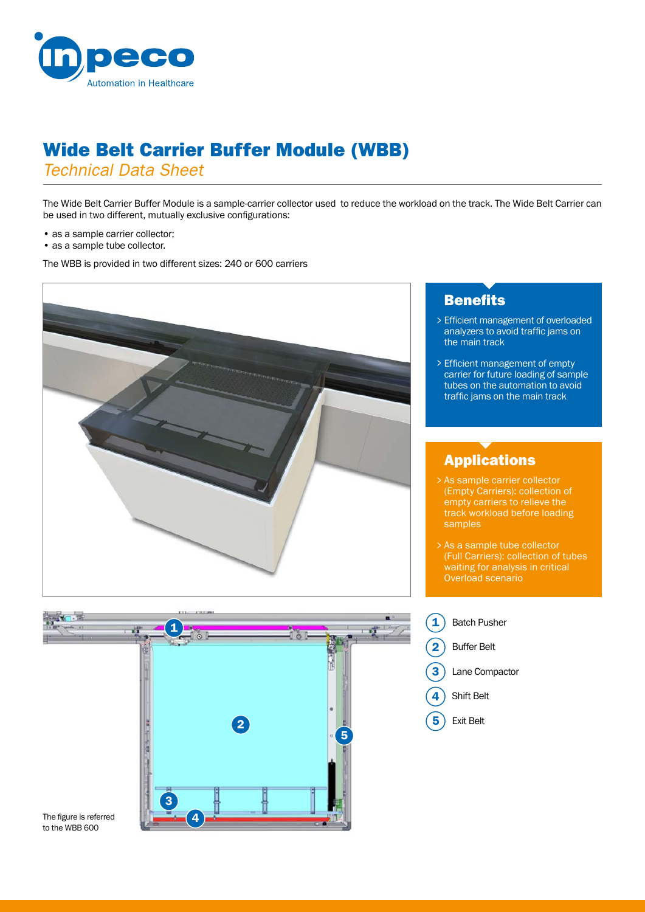# Wide Belt Carrier Buffer Module (WBB)

*Technical Data Sheet*

The Wide Belt Carrier Buffer Module is a sample-carrier collector used to reduce the workload on the track. The Wide Belt Carrier can be used in two different, mutually exclusive configurations:

- as a sample carrier collector;
- as a sample tube collector.

The WBB is provided in two different sizes: 240 or 600 carriers

## Benefits

- Efficient management of overloaded analyzers to avoid traffic jams on the main track
- Efficient management of empty carrier for future loading of sample tubes on the automation to avoid traffic jams on the main track

## Applications

- As sample carrier collector (Empty Carriers): collection of empty carriers to relieve the track workload before loading samples
- As a sample tube collector (Full Carriers): collection of tubes waiting for analysis in critical Overload scenario

1. Batch Pusher
2. Buffer Belt
3. Lane Compactor
4. Shift Belt
5. Exit Belt

The figure is referred to the WBB 600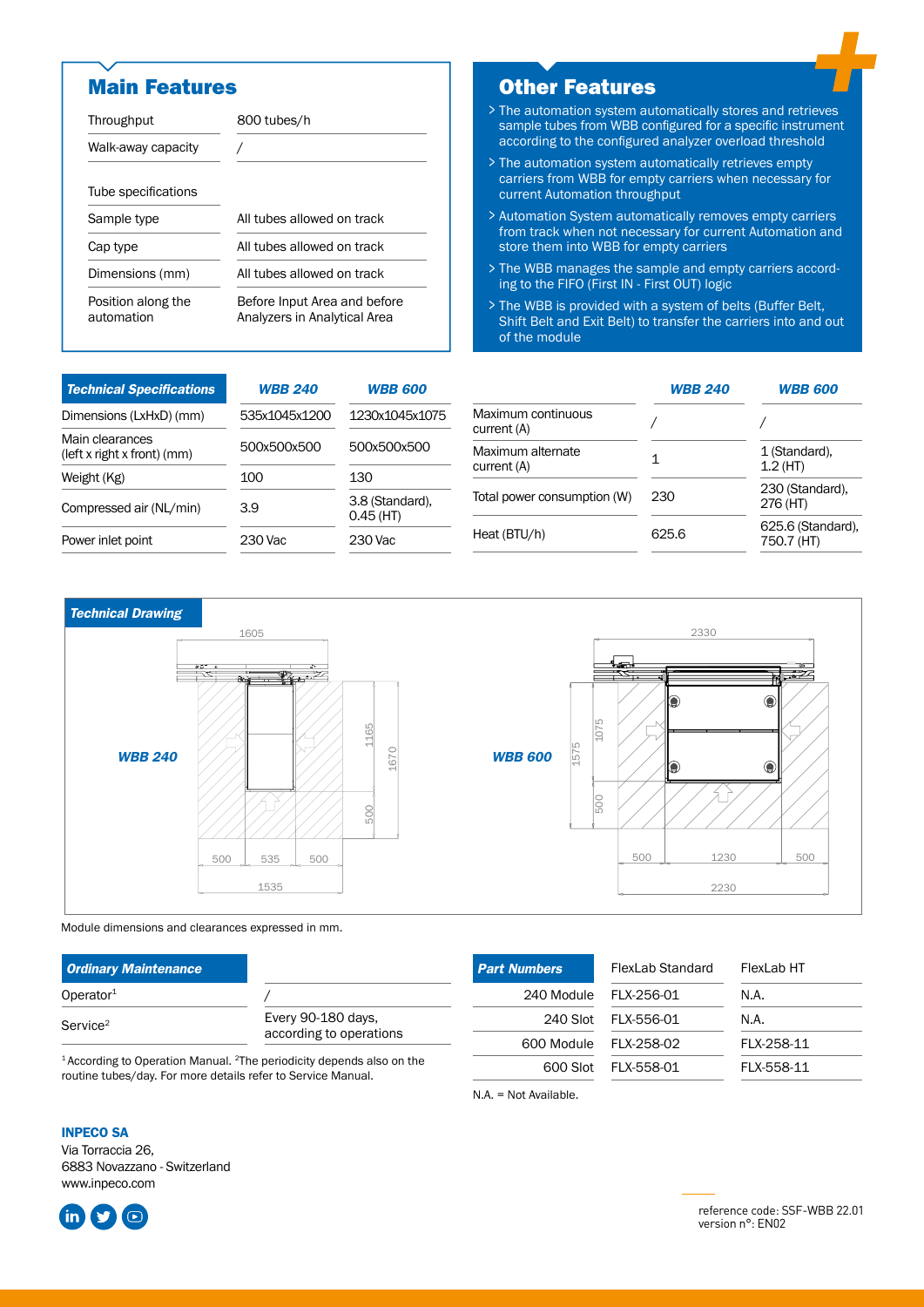## Main Features

| | |
|---|---|
| Throughput | 800 tubes/h |
| Walk-away capacity | / |
| Tube specifications | |
| Sample type | All tubes allowed on track |
| Cap type | All tubes allowed on track |
| Dimensions (mm) | All tubes allowed on track |
| Position along the automation | Before Input Area and before Analyzers in Analytical Area |

## Other Features

- > The automation system automatically stores and retrieves sample tubes from WBB configured for a specific instrument according to the configured analyzer overload threshold
- > The automation system automatically retrieves empty carriers from WBB for empty carriers when necessary for current Automation throughput
- > Automation System automatically removes empty carriers from track when not necessary for current Automation and store them into WBB for empty carriers
- > The WBB manages the sample and empty carriers according to the FIFO (First IN - First OUT) logic
- > The WBB is provided with a system of belts (Buffer Belt, Shift Belt and Exit Belt) to transfer the carriers into and out of the module

| ***Technical Specifications*** | ***WBB 240*** | ***WBB 600*** |
|---|---|---|
| Dimensions (LxHxD) (mm) | 535x1045x1200 | 1230x1045x1075 |
| Main clearances (left x right x front) (mm) | 500x500x500 | 500x500x500 |
| Weight (Kg) | 100 | 130 |
| Compressed air (NL/min) | 3.9 | 3.8 (Standard), 0.45 (HT) |
| Power inlet point | 230 Vac | 230 Vac |

| | ***WBB 240*** | ***WBB 600*** |
|---|---|---|
| Maximum continuous current (A) | / | / |
| Maximum alternate current (A) | 1 | 1 (Standard), 1.2 (HT) |
| Total power consumption (W) | 230 | 230 (Standard), 276 (HT) |
| Heat (BTU/h) | 625.6 | 625.6 (Standard), 750.7 (HT) |

***Technical Drawing***

***WBB 240***

1605
1165
1670
500
500 535 500
1535

***WBB 600***

2330
1575
1075
500
500 1230 500
2230

Module dimensions and clearances expressed in mm.

| ***Ordinary Maintenance*** | |
|---|---|
| Operator[1] | / |
| Service[2] | Every 90-180 days, according to operations |

[1] According to Operation Manual. [2] The periodicity depends also on the routine tubes/day. For more details refer to Service Manual.

| ***Part Numbers*** | FlexLab Standard | FlexLab HT |
|---|---|---|
| 240 Module | FLX-256-01 | N.A. |
| 240 Slot | FLX-556-01 | N.A. |
| 600 Module | FLX-258-02 | FLX-258-11 |
| 600 Slot | FLX-558-01 | FLX-558-11 |

N.A. = Not Available.

**INPECO SA**
Via Torraccia 26,
6883 Novazzano - Switzerland
www.inpeco.com

reference code: SSF-WBB 22.01
version n°: EN02